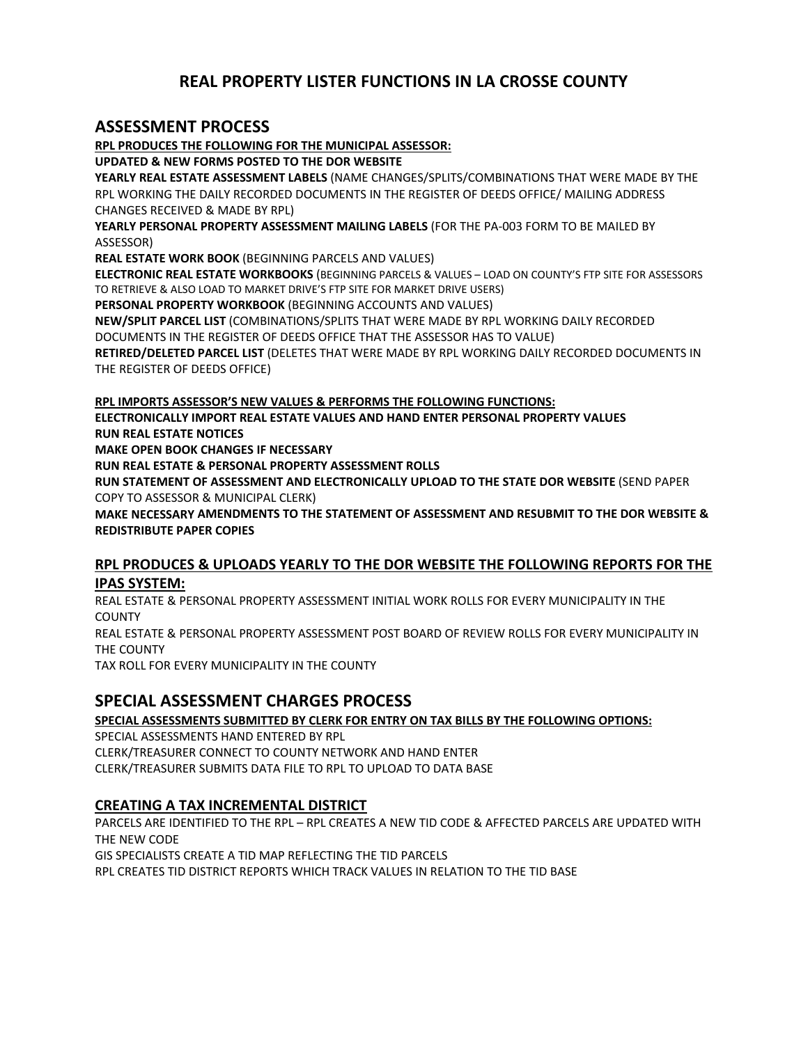# REAL PROPERTY LISTER FUNCTIONS IN LA CROSSE COUNTY

## ASSESSMENT PROCESS

**RPL PRODUCES THE FOLLOWING FOR THE MUNICIPAL ASSESSOR:**

**UPDATED & NEW FORMS POSTED TO THE DOR WEBSITE**

**YEARLY REAL ESTATE ASSESSMENT LABELS** (NAME CHANGES/SPLITS/COMBINATIONS THAT WERE MADE BY THE RPL WORKING THE DAILY RECORDED DOCUMENTS IN THE REGISTER OF DEEDS OFFICE/ MAILING ADDRESS CHANGES RECEIVED & MADE BY RPL)

**YEARLY PERSONAL PROPERTY ASSESSMENT MAILING LABELS** (FOR THE PA-003 FORM TO BE MAILED BY ASSESSOR)

**REAL ESTATE WORK BOOK** (BEGINNING PARCELS AND VALUES)

**ELECTRONIC REAL ESTATE WORKBOOKS** (BEGINNING PARCELS & VALUES – LOAD ON COUNTY'S FTP SITE FOR ASSESSORS TO RETRIEVE & ALSO LOAD TO MARKET DRIVE'S FTP SITE FOR MARKET DRIVE USERS)

**PERSONAL PROPERTY WORKBOOK** (BEGINNING ACCOUNTS AND VALUES)

**NEW/SPLIT PARCEL LIST** (COMBINATIONS/SPLITS THAT WERE MADE BY RPL WORKING DAILY RECORDED DOCUMENTS IN THE REGISTER OF DEEDS OFFICE THAT THE ASSESSOR HAS TO VALUE)

**RETIRED/DELETED PARCEL LIST** (DELETES THAT WERE MADE BY RPL WORKING DAILY RECORDED DOCUMENTS IN THE REGISTER OF DEEDS OFFICE)

**RPL IMPORTS ASSESSOR'S NEW VALUES & PERFORMS THE FOLLOWING FUNCTIONS:**

**ELECTRONICALLY IMPORT REAL ESTATE VALUES AND HAND ENTER PERSONAL PROPERTY VALUES**

**RUN REAL ESTATE NOTICES**

**MAKE OPEN BOOK CHANGES IF NECESSARY**

**RUN REAL ESTATE & PERSONAL PROPERTY ASSESSMENT ROLLS**

**RUN STATEMENT OF ASSESSMENT AND ELECTRONICALLY UPLOAD TO THE STATE DOR WEBSITE** (SEND PAPER COPY TO ASSESSOR & MUNICIPAL CLERK)

**MAKE NECESSARY AMENDMENTS TO THE STATEMENT OF ASSESSMENT AND RESUBMIT TO THE DOR WEBSITE & REDISTRIBUTE PAPER COPIES**

### RPL PRODUCES & UPLOADS YEARLY TO THE DOR WEBSITE THE FOLLOWING REPORTS FOR THE IPAS SYSTEM:

REAL ESTATE & PERSONAL PROPERTY ASSESSMENT INITIAL WORK ROLLS FOR EVERY MUNICIPALITY IN THE COUNTY

REAL ESTATE & PERSONAL PROPERTY ASSESSMENT POST BOARD OF REVIEW ROLLS FOR EVERY MUNICIPALITY IN THE COUNTY

TAX ROLL FOR EVERY MUNICIPALITY IN THE COUNTY

## SPECIAL ASSESSMENT CHARGES PROCESS

**SPECIAL ASSESSMENTS SUBMITTED BY CLERK FOR ENTRY ON TAX BILLS BY THE FOLLOWING OPTIONS:**

SPECIAL ASSESSMENTS HAND ENTERED BY RPL

CLERK/TREASURER CONNECT TO COUNTY NETWORK AND HAND ENTER

CLERK/TREASURER SUBMITS DATA FILE TO RPL TO UPLOAD TO DATA BASE

### CREATING A TAX INCREMENTAL DISTRICT

PARCELS ARE IDENTIFIED TO THE RPL – RPL CREATES A NEW TID CODE & AFFECTED PARCELS ARE UPDATED WITH THE NEW CODE

GIS SPECIALISTS CREATE A TID MAP REFLECTING THE TID PARCELS

RPL CREATES TID DISTRICT REPORTS WHICH TRACK VALUES IN RELATION TO THE TID BASE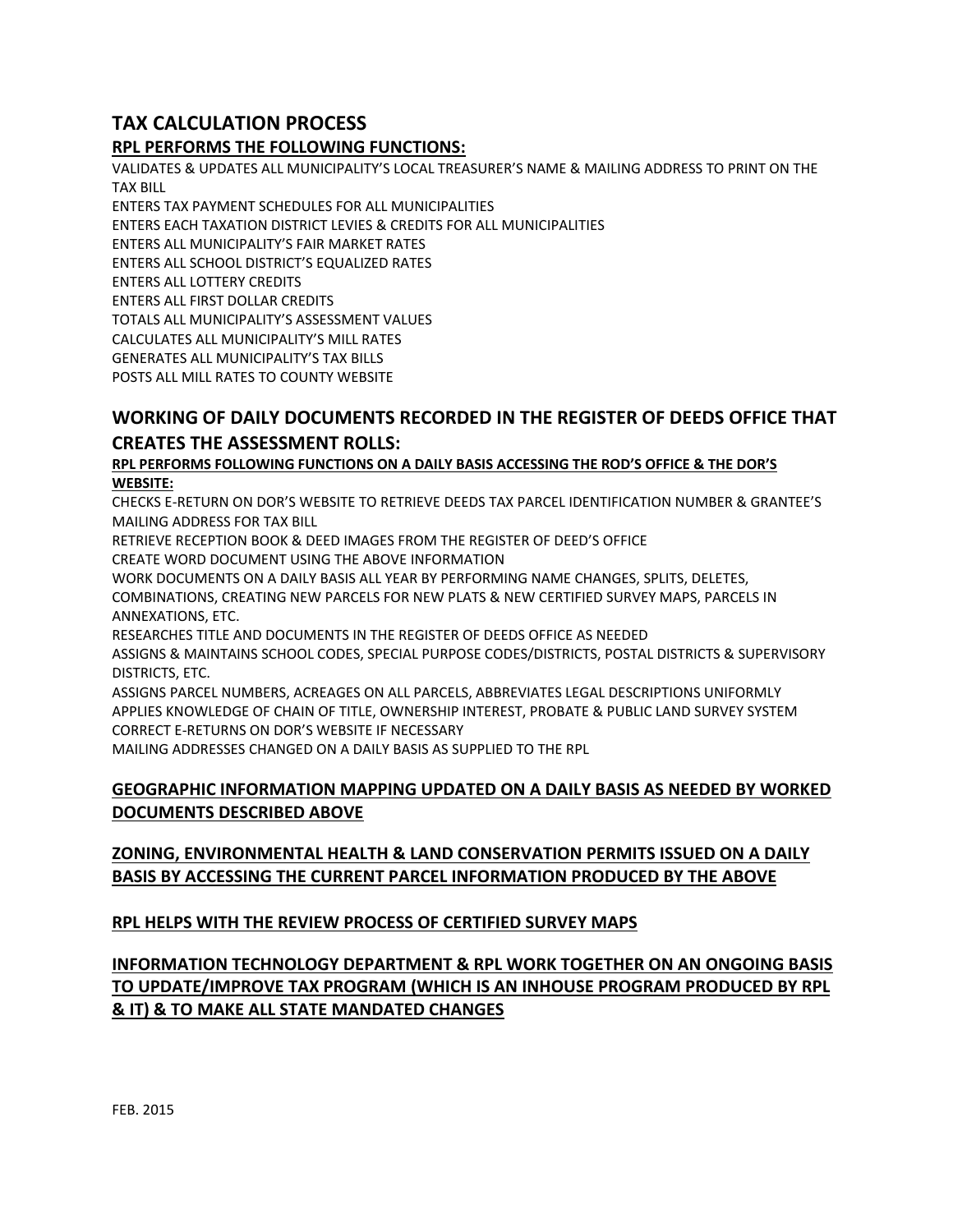## TAX CALCULATION PROCESS

**RPL PERFORMS THE FOLLOWING FUNCTIONS:**

VALIDATES & UPDATES ALL MUNICIPALITY'S LOCAL TREASURER'S NAME & MAILING ADDRESS TO PRINT ON THE TAX BILL
ENTERS TAX PAYMENT SCHEDULES FOR ALL MUNICIPALITIES
ENTERS EACH TAXATION DISTRICT LEVIES & CREDITS FOR ALL MUNICIPALITIES
ENTERS ALL MUNICIPALITY'S FAIR MARKET RATES
ENTERS ALL SCHOOL DISTRICT'S EQUALIZED RATES
ENTERS ALL LOTTERY CREDITS
ENTERS ALL FIRST DOLLAR CREDITS
TOTALS ALL MUNICIPALITY'S ASSESSMENT VALUES
CALCULATES ALL MUNICIPALITY'S MILL RATES
GENERATES ALL MUNICIPALITY'S TAX BILLS
POSTS ALL MILL RATES TO COUNTY WEBSITE

## WORKING OF DAILY DOCUMENTS RECORDED IN THE REGISTER OF DEEDS OFFICE THAT CREATES THE ASSESSMENT ROLLS:

**RPL PERFORMS FOLLOWING FUNCTIONS ON A DAILY BASIS ACCESSING THE ROD'S OFFICE & THE DOR'S WEBSITE:**

CHECKS E-RETURN ON DOR'S WEBSITE TO RETRIEVE DEEDS TAX PARCEL IDENTIFICATION NUMBER & GRANTEE'S MAILING ADDRESS FOR TAX BILL
RETRIEVE RECEPTION BOOK & DEED IMAGES FROM THE REGISTER OF DEED'S OFFICE
CREATE WORD DOCUMENT USING THE ABOVE INFORMATION
WORK DOCUMENTS ON A DAILY BASIS ALL YEAR BY PERFORMING NAME CHANGES, SPLITS, DELETES, COMBINATIONS, CREATING NEW PARCELS FOR NEW PLATS & NEW CERTIFIED SURVEY MAPS, PARCELS IN ANNEXATIONS, ETC.
RESEARCHES TITLE AND DOCUMENTS IN THE REGISTER OF DEEDS OFFICE AS NEEDED
ASSIGNS & MAINTAINS SCHOOL CODES, SPECIAL PURPOSE CODES/DISTRICTS, POSTAL DISTRICTS & SUPERVISORY DISTRICTS, ETC.
ASSIGNS PARCEL NUMBERS, ACREAGES ON ALL PARCELS, ABBREVIATES LEGAL DESCRIPTIONS UNIFORMLY
APPLIES KNOWLEDGE OF CHAIN OF TITLE, OWNERSHIP INTEREST, PROBATE & PUBLIC LAND SURVEY SYSTEM
CORRECT E-RETURNS ON DOR'S WEBSITE IF NECESSARY
MAILING ADDRESSES CHANGED ON A DAILY BASIS AS SUPPLIED TO THE RPL

### GEOGRAPHIC INFORMATION MAPPING UPDATED ON A DAILY BASIS AS NEEDED BY WORKED DOCUMENTS DESCRIBED ABOVE

### ZONING, ENVIRONMENTAL HEALTH & LAND CONSERVATION PERMITS ISSUED ON A DAILY BASIS BY ACCESSING THE CURRENT PARCEL INFORMATION PRODUCED BY THE ABOVE

### RPL HELPS WITH THE REVIEW PROCESS OF CERTIFIED SURVEY MAPS

### INFORMATION TECHNOLOGY DEPARTMENT & RPL WORK TOGETHER ON AN ONGOING BASIS TO UPDATE/IMPROVE TAX PROGRAM (WHICH IS AN INHOUSE PROGRAM PRODUCED BY RPL & IT) & TO MAKE ALL STATE MANDATED CHANGES

FEB. 2015